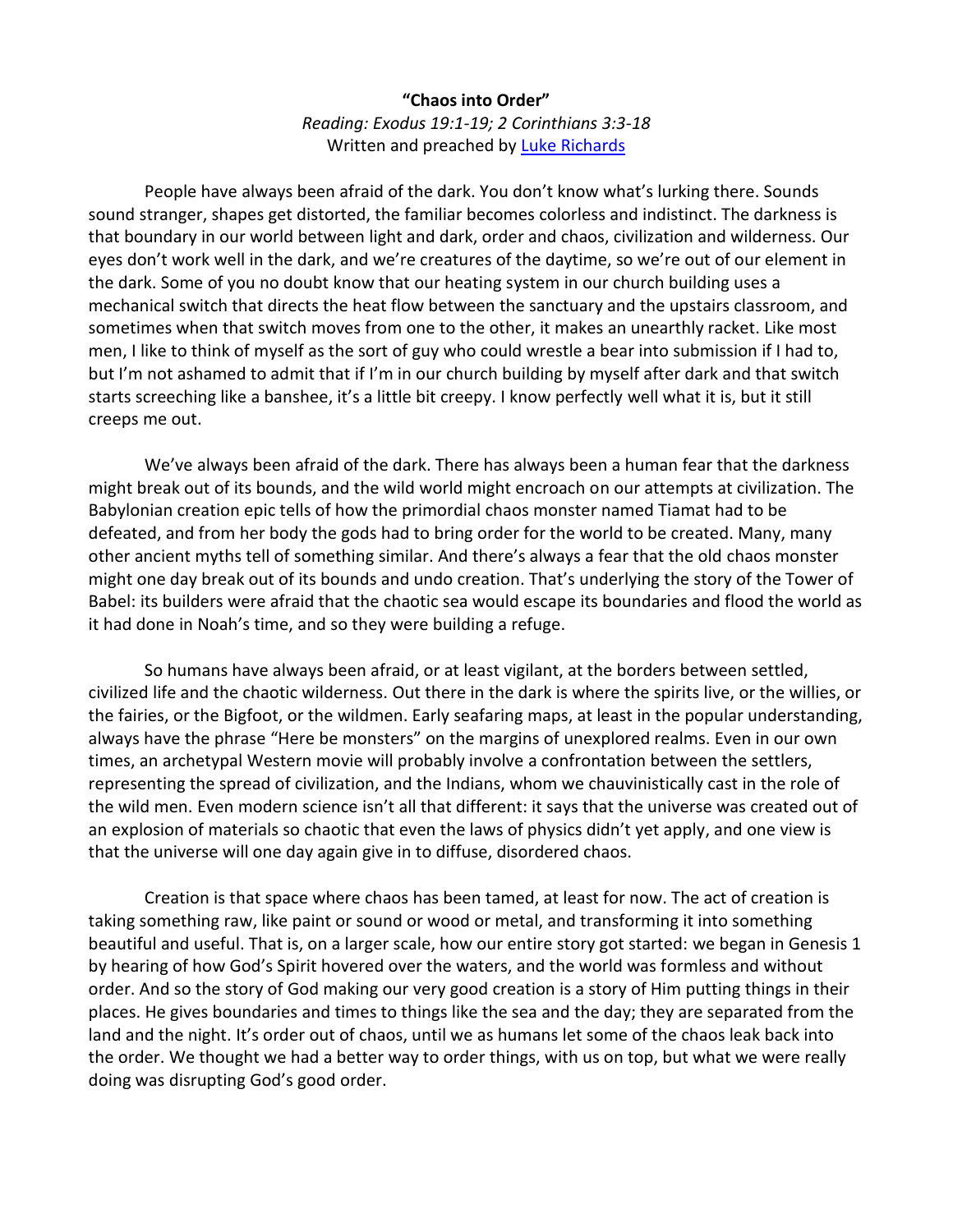**"Chaos into Order"**

*Reading: Exodus 19:1-19; 2 Corinthians 3:3-18*

Written and preached by [Luke Richards]

People have always been afraid of the dark. You don't know what's lurking there. Sounds sound stranger, shapes get distorted, the familiar becomes colorless and indistinct. The darkness is that boundary in our world between light and dark, order and chaos, civilization and wilderness. Our eyes don't work well in the dark, and we're creatures of the daytime, so we're out of our element in the dark. Some of you no doubt know that our heating system in our church building uses a mechanical switch that directs the heat flow between the sanctuary and the upstairs classroom, and sometimes when that switch moves from one to the other, it makes an unearthly racket. Like most men, I like to think of myself as the sort of guy who could wrestle a bear into submission if I had to, but I'm not ashamed to admit that if I'm in our church building by myself after dark and that switch starts screeching like a banshee, it's a little bit creepy. I know perfectly well what it is, but it still creeps me out.

We've always been afraid of the dark. There has always been a human fear that the darkness might break out of its bounds, and the wild world might encroach on our attempts at civilization. The Babylonian creation epic tells of how the primordial chaos monster named Tiamat had to be defeated, and from her body the gods had to bring order for the world to be created. Many, many other ancient myths tell of something similar. And there's always a fear that the old chaos monster might one day break out of its bounds and undo creation. That's underlying the story of the Tower of Babel: its builders were afraid that the chaotic sea would escape its boundaries and flood the world as it had done in Noah's time, and so they were building a refuge.

So humans have always been afraid, or at least vigilant, at the borders between settled, civilized life and the chaotic wilderness. Out there in the dark is where the spirits live, or the willies, or the fairies, or the Bigfoot, or the wildmen. Early seafaring maps, at least in the popular understanding, always have the phrase "Here be monsters" on the margins of unexplored realms. Even in our own times, an archetypal Western movie will probably involve a confrontation between the settlers, representing the spread of civilization, and the Indians, whom we chauvinistically cast in the role of the wild men. Even modern science isn't all that different: it says that the universe was created out of an explosion of materials so chaotic that even the laws of physics didn't yet apply, and one view is that the universe will one day again give in to diffuse, disordered chaos.

Creation is that space where chaos has been tamed, at least for now. The act of creation is taking something raw, like paint or sound or wood or metal, and transforming it into something beautiful and useful. That is, on a larger scale, how our entire story got started: we began in Genesis 1 by hearing of how God's Spirit hovered over the waters, and the world was formless and without order. And so the story of God making our very good creation is a story of Him putting things in their places. He gives boundaries and times to things like the sea and the day; they are separated from the land and the night. It's order out of chaos, until we as humans let some of the chaos leak back into the order. We thought we had a better way to order things, with us on top, but what we were really doing was disrupting God's good order.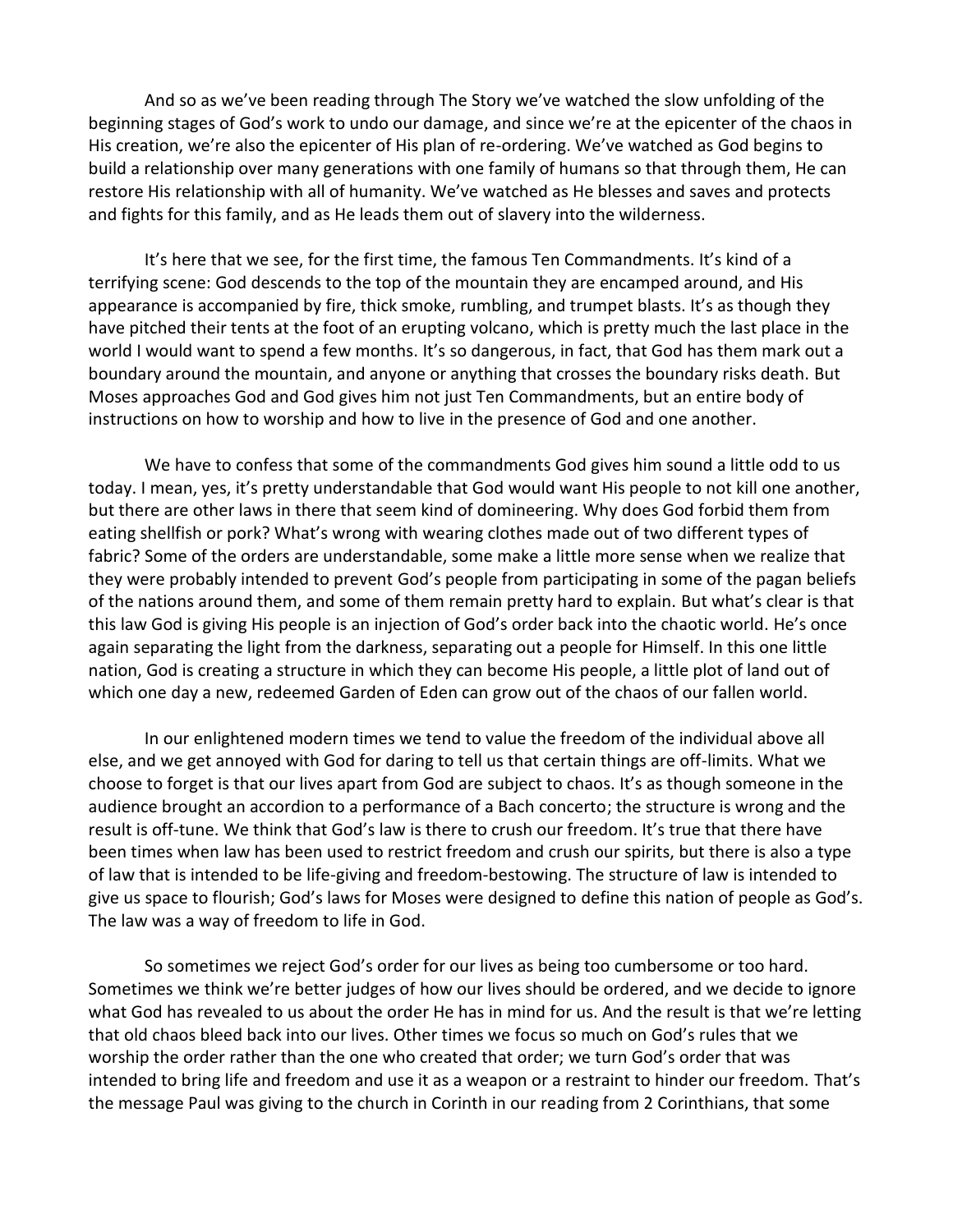And so as we've been reading through The Story we've watched the slow unfolding of the beginning stages of God's work to undo our damage, and since we're at the epicenter of the chaos in His creation, we're also the epicenter of His plan of re-ordering. We've watched as God begins to build a relationship over many generations with one family of humans so that through them, He can restore His relationship with all of humanity. We've watched as He blesses and saves and protects and fights for this family, and as He leads them out of slavery into the wilderness.

It's here that we see, for the first time, the famous Ten Commandments. It's kind of a terrifying scene: God descends to the top of the mountain they are encamped around, and His appearance is accompanied by fire, thick smoke, rumbling, and trumpet blasts. It's as though they have pitched their tents at the foot of an erupting volcano, which is pretty much the last place in the world I would want to spend a few months. It's so dangerous, in fact, that God has them mark out a boundary around the mountain, and anyone or anything that crosses the boundary risks death. But Moses approaches God and God gives him not just Ten Commandments, but an entire body of instructions on how to worship and how to live in the presence of God and one another.

We have to confess that some of the commandments God gives him sound a little odd to us today. I mean, yes, it's pretty understandable that God would want His people to not kill one another, but there are other laws in there that seem kind of domineering. Why does God forbid them from eating shellfish or pork? What's wrong with wearing clothes made out of two different types of fabric? Some of the orders are understandable, some make a little more sense when we realize that they were probably intended to prevent God's people from participating in some of the pagan beliefs of the nations around them, and some of them remain pretty hard to explain. But what's clear is that this law God is giving His people is an injection of God's order back into the chaotic world. He's once again separating the light from the darkness, separating out a people for Himself. In this one little nation, God is creating a structure in which they can become His people, a little plot of land out of which one day a new, redeemed Garden of Eden can grow out of the chaos of our fallen world.

In our enlightened modern times we tend to value the freedom of the individual above all else, and we get annoyed with God for daring to tell us that certain things are off-limits. What we choose to forget is that our lives apart from God are subject to chaos. It's as though someone in the audience brought an accordion to a performance of a Bach concerto; the structure is wrong and the result is off-tune. We think that God's law is there to crush our freedom. It's true that there have been times when law has been used to restrict freedom and crush our spirits, but there is also a type of law that is intended to be life-giving and freedom-bestowing. The structure of law is intended to give us space to flourish; God's laws for Moses were designed to define this nation of people as God's. The law was a way of freedom to life in God.

So sometimes we reject God's order for our lives as being too cumbersome or too hard. Sometimes we think we're better judges of how our lives should be ordered, and we decide to ignore what God has revealed to us about the order He has in mind for us. And the result is that we're letting that old chaos bleed back into our lives. Other times we focus so much on God's rules that we worship the order rather than the one who created that order; we turn God's order that was intended to bring life and freedom and use it as a weapon or a restraint to hinder our freedom. That's the message Paul was giving to the church in Corinth in our reading from 2 Corinthians, that some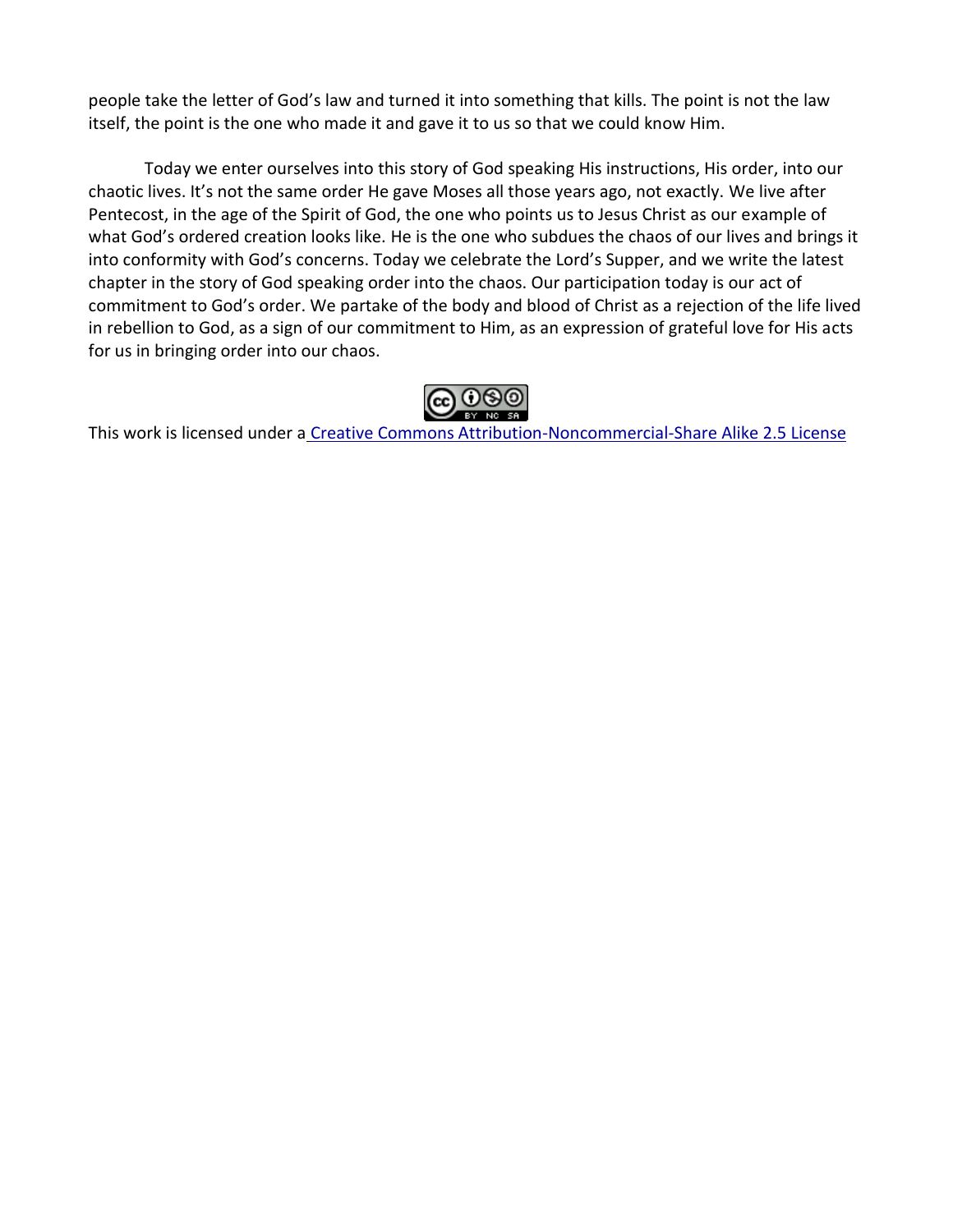people take the letter of God's law and turned it into something that kills. The point is not the law itself, the point is the one who made it and gave it to us so that we could know Him.

Today we enter ourselves into this story of God speaking His instructions, His order, into our chaotic lives. It's not the same order He gave Moses all those years ago, not exactly. We live after Pentecost, in the age of the Spirit of God, the one who points us to Jesus Christ as our example of what God's ordered creation looks like. He is the one who subdues the chaos of our lives and brings it into conformity with God's concerns. Today we celebrate the Lord's Supper, and we write the latest chapter in the story of God speaking order into the chaos. Our participation today is our act of commitment to God's order. We partake of the body and blood of Christ as a rejection of the life lived in rebellion to God, as a sign of our commitment to Him, as an expression of grateful love for His acts for us in bringing order into our chaos.

This work is licensed under a Creative Commons Attribution-Noncommercial-Share Alike 2.5 License